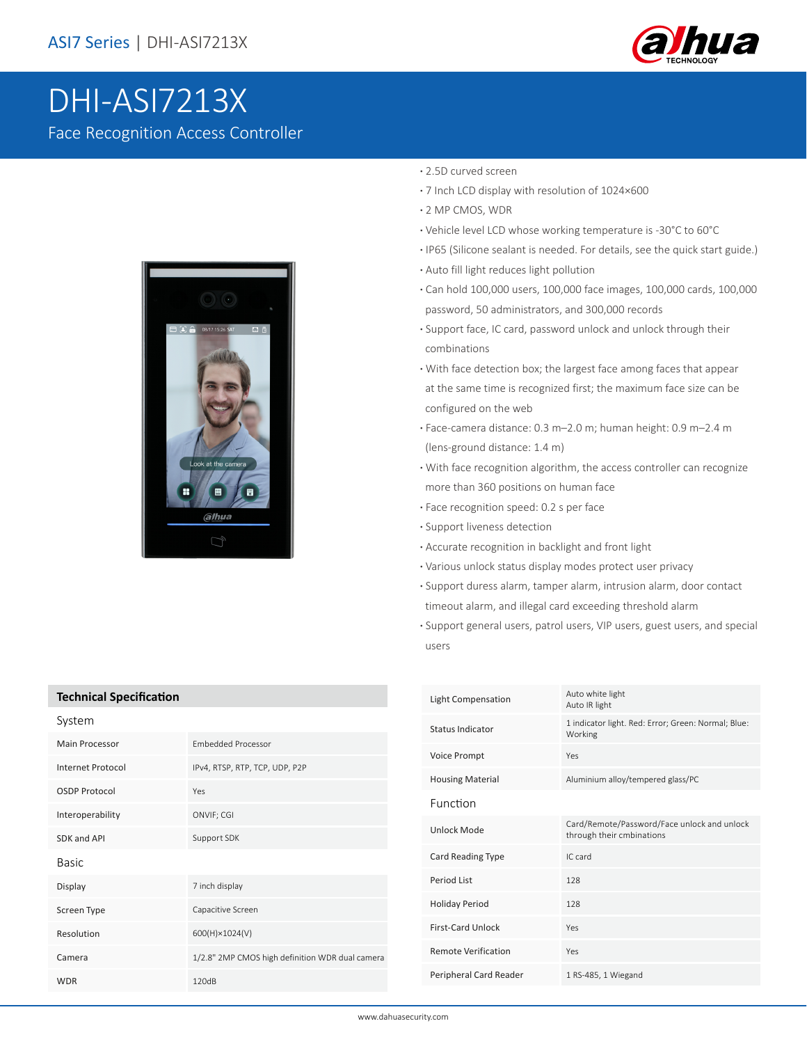# DHI-ASI7213X

Face Recognition Access Controller

- 2.5D curved screen
- 7 Inch LCD display with resolution of 1024×600
- 2 MP CMOS, WDR
- Vehicle level LCD whose working temperature is -30°C to 60°C
- IP65 (Silicone sealant is needed. For details, see the quick start guide.)
- Auto fill light reduces light pollution
- Can hold 100,000 users, 100,000 face images, 100,000 cards, 100,000 password, 50 administrators, and 300,000 records
- Support face, IC card, password unlock and unlock through their combinations
- With face detection box; the largest face among faces that appear at the same time is recognized first; the maximum face size can be configured on the web
- Face-camera distance: 0.3 m–2.0 m; human height: 0.9 m–2.4 m (lens-ground distance: 1.4 m)
- With face recognition algorithm, the access controller can recognize more than 360 positions on human face
- Face recognition speed: 0.2 s per face
- Support liveness detection
- Accurate recognition in backlight and front light
- Various unlock status display modes protect user privacy
- Support duress alarm, tamper alarm, intrusion alarm, door contact timeout alarm, and illegal card exceeding threshold alarm
- Support general users, patrol users, VIP users, guest users, and special users

## Technical Specification

### System

| | |
|---|---|
| Main Processor | Embedded Processor |
| Internet Protocol | IPv4, RTSP, RTP, TCP, UDP, P2P |
| OSDP Protocol | Yes |
| Interoperability | ONVIF; CGI |
| SDK and API | Support SDK |

### Basic

| | |
|---|---|
| Display | 7 inch display |
| Screen Type | Capacitive Screen |
| Resolution | 600(H)×1024(V) |
| Camera | 1/2.8" 2MP CMOS high definition WDR dual camera |
| WDR | 120dB |
| Light Compensation | Auto white light<br>Auto IR light |
| Status Indicator | 1 indicator light. Red: Error; Green: Normal; Blue: Working |
| Voice Prompt | Yes |
| Housing Material | Aluminium alloy/tempered glass/PC |

### Function

| | |
|---|---|
| Unlock Mode | Card/Remote/Password/Face unlock and unlock through their cmbinations |
| Card Reading Type | IC card |
| Period List | 128 |
| Holiday Period | 128 |
| First-Card Unlock | Yes |
| Remote Verification | Yes |
| Peripheral Card Reader | 1 RS-485, 1 Wiegand |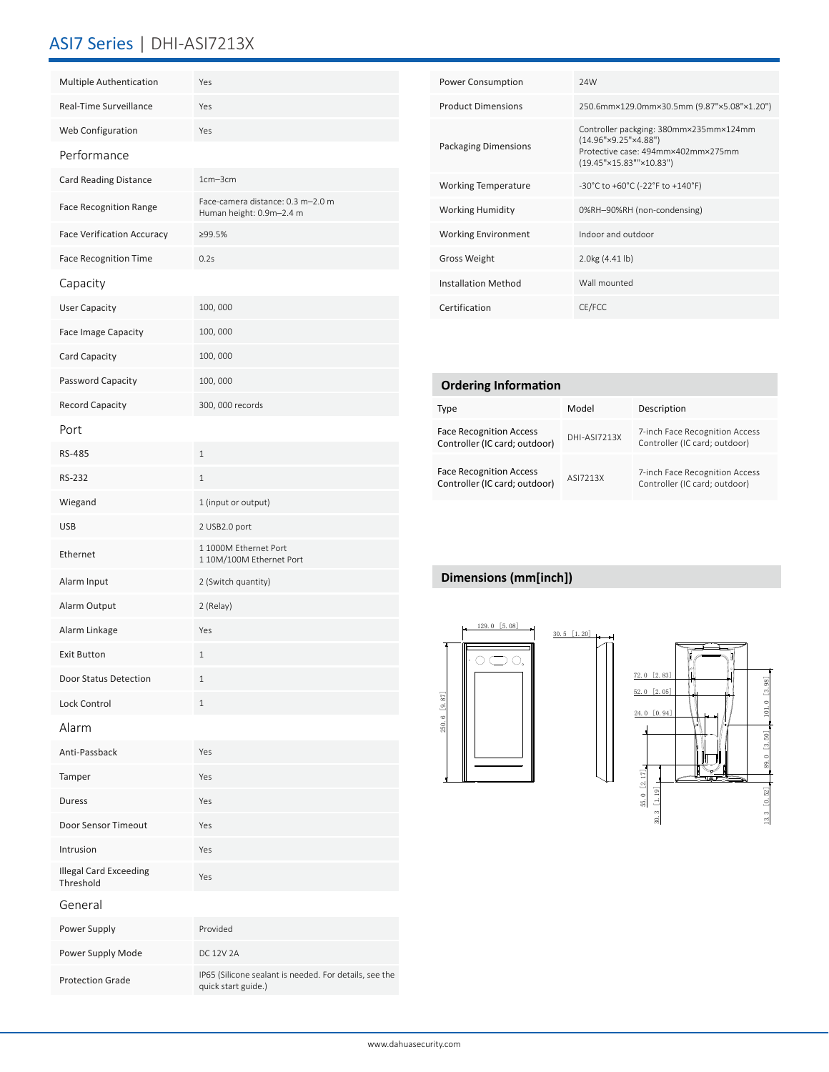# ASI7 Series | DHI-ASI7213X

| | |
|---|---|
| Multiple Authentication | Yes |
| Real-Time Surveillance | Yes |
| Web Configuration | Yes |
| **Performance** | |
| Card Reading Distance | 1cm–3cm |
| Face Recognition Range | Face-camera distance: 0.3 m–2.0 m<br>Human height: 0.9m–2.4 m |
| Face Verification Accuracy | ≥99.5% |
| Face Recognition Time | 0.2s |
| **Capacity** | |
| User Capacity | 100, 000 |
| Face Image Capacity | 100, 000 |
| Card Capacity | 100, 000 |
| Password Capacity | 100, 000 |
| Record Capacity | 300, 000 records |
| **Port** | |
| RS-485 | 1 |
| RS-232 | 1 |
| Wiegand | 1 (input or output) |
| USB | 2 USB2.0 port |
| Ethernet | 1 1000M Ethernet Port<br>1 10M/100M Ethernet Port |
| Alarm Input | 2 (Switch quantity) |
| Alarm Output | 2 (Relay) |
| Alarm Linkage | Yes |
| Exit Button | 1 |
| Door Status Detection | 1 |
| Lock Control | 1 |
| **Alarm** | |
| Anti-Passback | Yes |
| Tamper | Yes |
| Duress | Yes |
| Door Sensor Timeout | Yes |
| Intrusion | Yes |
| Illegal Card Exceeding Threshold | Yes |
| **General** | |
| Power Supply | Provided |
| Power Supply Mode | DC 12V 2A |
| Protection Grade | IP65 (Silicone sealant is needed. For details, see the quick start guide.) |
| Power Consumption | 24W |
| Product Dimensions | 250.6mm×129.0mm×30.5mm (9.87"×5.08"×1.20") |
| Packaging Dimensions | Controller packging: 380mm×235mm×124mm (14.96"×9.25"×4.88")<br>Protective case: 494mm×402mm×275mm (19.45"×15.83""×10.83") |
| Working Temperature | -30°C to +60°C (-22°F to +140°F) |
| Working Humidity | 0%RH–90%RH (non-condensing) |
| Working Environment | Indoor and outdoor |
| Gross Weight | 2.0kg (4.41 lb) |
| Installation Method | Wall mounted |
| Certification | CE/FCC |

## Ordering Information

| Type | Model | Description |
|---|---|---|
| Face Recognition Access Controller (IC card; outdoor) | DHI-ASI7213X | 7-inch Face Recognition Access Controller (IC card; outdoor) |
| Face Recognition Access Controller (IC card; outdoor) | ASI7213X | 7-inch Face Recognition Access Controller (IC card; outdoor) |

## Dimensions (mm[inch])

129.0 [5.08] 30.5 [1.20] 250.6 [9.87] 72.0 [2.83] 52.0 [2.05] 24.0 [0.94] 101.0 [3.98] 89.0 [3.50] 55.0 [2.17] 30.3 [1.19] 13.3 [0.52]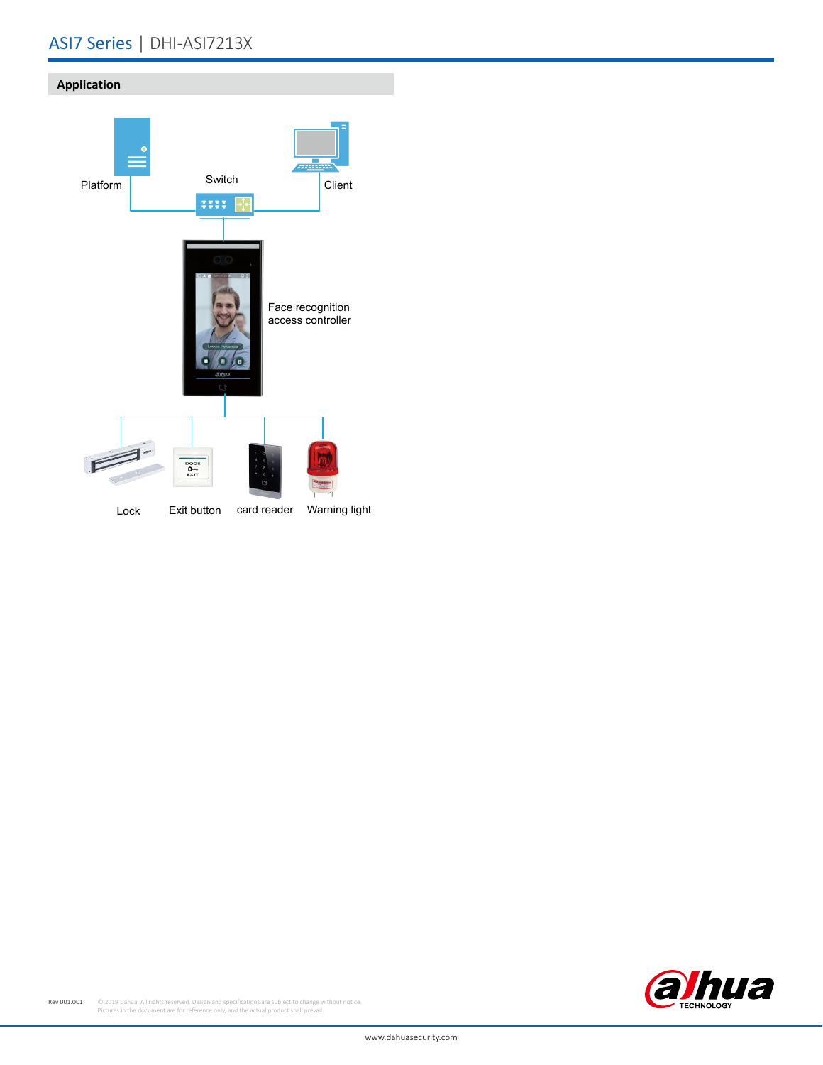## Application

Platform

Switch

Client

Face recognition access controller

Lock

Exit button

card reader

Warning light

Rev 001.001

© 2019 Dahua. All rights reserved. Design and specifications are subject to change without notice.
Pictures in the document are for reference only, and the actual product shall prevail.

www.dahuasecurity.com